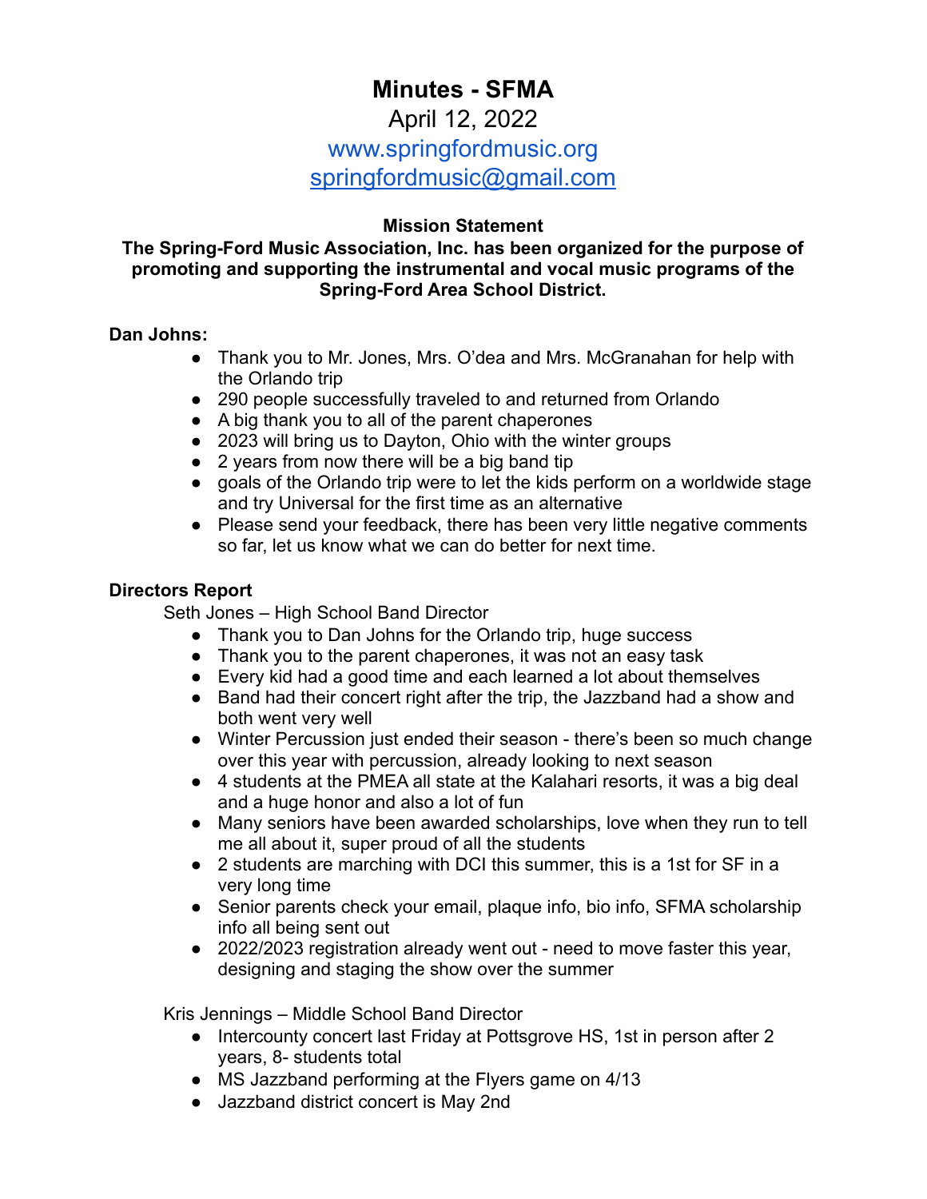# Minutes - SFMA

April 12, 2022

www.springfordmusic.org

springfordmusic@gmail.com

**Mission Statement**

**The Spring-Ford Music Association, Inc. has been organized for the purpose of promoting and supporting the instrumental and vocal music programs of the Spring-Ford Area School District.**

**Dan Johns:**

- Thank you to Mr. Jones, Mrs. O'dea and Mrs. McGranahan for help with the Orlando trip
- 290 people successfully traveled to and returned from Orlando
- A big thank you to all of the parent chaperones
- 2023 will bring us to Dayton, Ohio with the winter groups
- 2 years from now there will be a big band tip
- goals of the Orlando trip were to let the kids perform on a worldwide stage and try Universal for the first time as an alternative
- Please send your feedback, there has been very little negative comments so far, let us know what we can do better for next time.

**Directors Report**

Seth Jones – High School Band Director

- Thank you to Dan Johns for the Orlando trip, huge success
- Thank you to the parent chaperones, it was not an easy task
- Every kid had a good time and each learned a lot about themselves
- Band had their concert right after the trip, the Jazzband had a show and both went very well
- Winter Percussion just ended their season - there's been so much change over this year with percussion, already looking to next season
- 4 students at the PMEA all state at the Kalahari resorts, it was a big deal and a huge honor and also a lot of fun
- Many seniors have been awarded scholarships, love when they run to tell me all about it, super proud of all the students
- 2 students are marching with DCI this summer, this is a 1st for SF in a very long time
- Senior parents check your email, plaque info, bio info, SFMA scholarship info all being sent out
- 2022/2023 registration already went out - need to move faster this year, designing and staging the show over the summer

Kris Jennings – Middle School Band Director

- Intercounty concert last Friday at Pottsgrove HS, 1st in person after 2 years, 8- students total
- MS Jazzband performing at the Flyers game on 4/13
- Jazzband district concert is May 2nd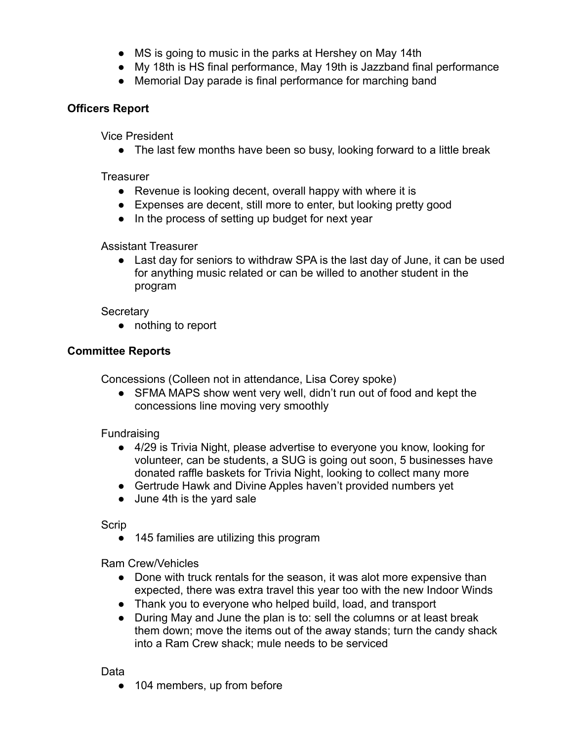- MS is going to music in the parks at Hershey on May 14th
- My 18th is HS final performance, May 19th is Jazzband final performance
- Memorial Day parade is final performance for marching band

**Officers Report**

Vice President

- The last few months have been so busy, looking forward to a little break

Treasurer

- Revenue is looking decent, overall happy with where it is
- Expenses are decent, still more to enter, but looking pretty good
- In the process of setting up budget for next year

Assistant Treasurer

- Last day for seniors to withdraw SPA is the last day of June, it can be used for anything music related or can be willed to another student in the program

Secretary

- nothing to report

**Committee Reports**

Concessions (Colleen not in attendance, Lisa Corey spoke)

- SFMA MAPS show went very well, didn't run out of food and kept the concessions line moving very smoothly

Fundraising

- 4/29 is Trivia Night, please advertise to everyone you know, looking for volunteer, can be students, a SUG is going out soon, 5 businesses have donated raffle baskets for Trivia Night, looking to collect many more
- Gertrude Hawk and Divine Apples haven't provided numbers yet
- June 4th is the yard sale

Scrip

- 145 families are utilizing this program

Ram Crew/Vehicles

- Done with truck rentals for the season, it was alot more expensive than expected, there was extra travel this year too with the new Indoor Winds
- Thank you to everyone who helped build, load, and transport
- During May and June the plan is to: sell the columns or at least break them down; move the items out of the away stands; turn the candy shack into a Ram Crew shack; mule needs to be serviced

Data

- 104 members, up from before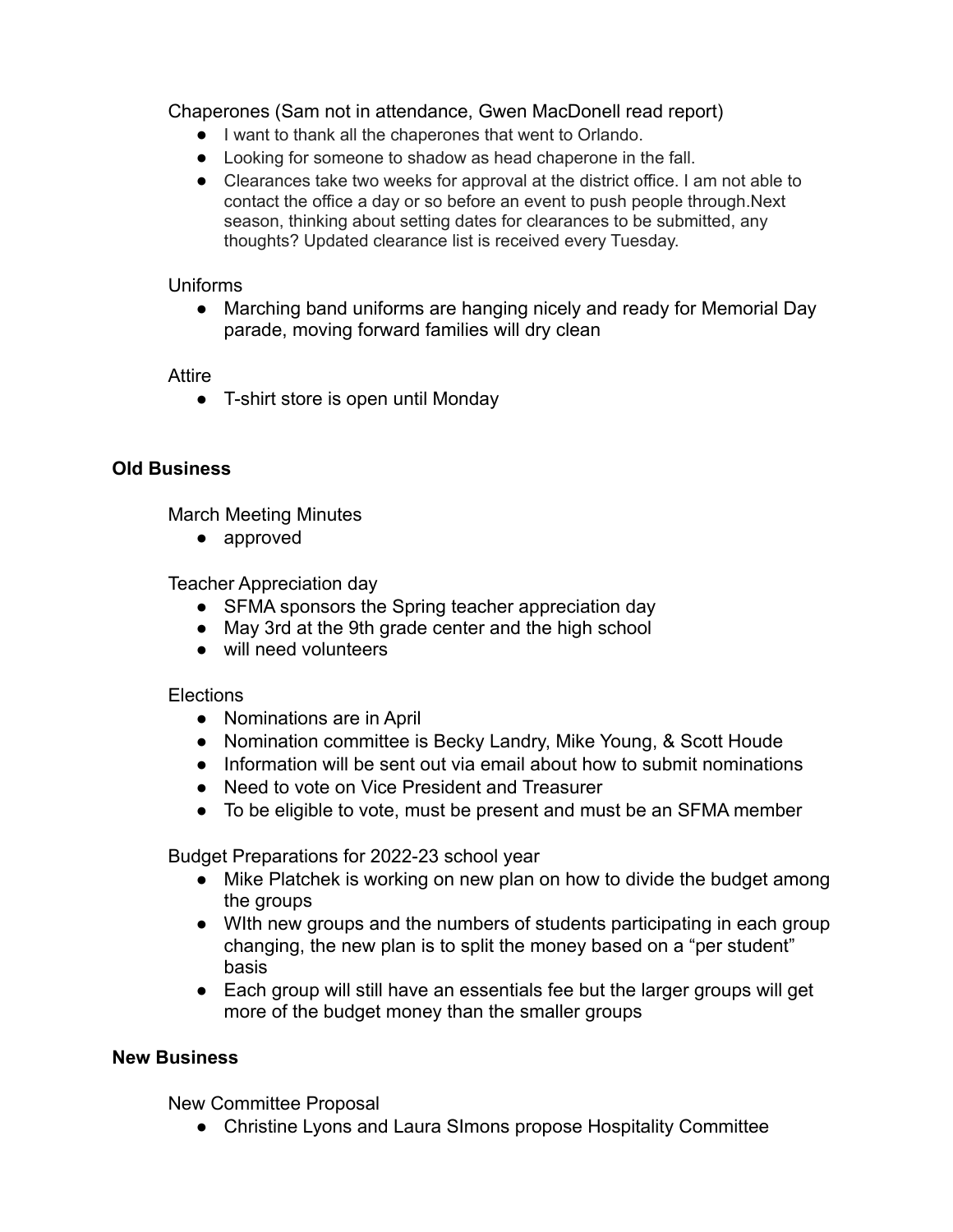Chaperones (Sam not in attendance, Gwen MacDonell read report)

- I want to thank all the chaperones that went to Orlando.
- Looking for someone to shadow as head chaperone in the fall.
- Clearances take two weeks for approval at the district office. I am not able to contact the office a day or so before an event to push people through.Next season, thinking about setting dates for clearances to be submitted, any thoughts? Updated clearance list is received every Tuesday.

Uniforms

- Marching band uniforms are hanging nicely and ready for Memorial Day parade, moving forward families will dry clean

Attire

- T-shirt store is open until Monday

**Old Business**

March Meeting Minutes

- approved

Teacher Appreciation day

- SFMA sponsors the Spring teacher appreciation day
- May 3rd at the 9th grade center and the high school
- will need volunteers

Elections

- Nominations are in April
- Nomination committee is Becky Landry, Mike Young, & Scott Houde
- Information will be sent out via email about how to submit nominations
- Need to vote on Vice President and Treasurer
- To be eligible to vote, must be present and must be an SFMA member

Budget Preparations for 2022-23 school year

- Mike Platchek is working on new plan on how to divide the budget among the groups
- WIth new groups and the numbers of students participating in each group changing, the new plan is to split the money based on a "per student" basis
- Each group will still have an essentials fee but the larger groups will get more of the budget money than the smaller groups

**New Business**

New Committee Proposal

- Christine Lyons and Laura SImons propose Hospitality Committee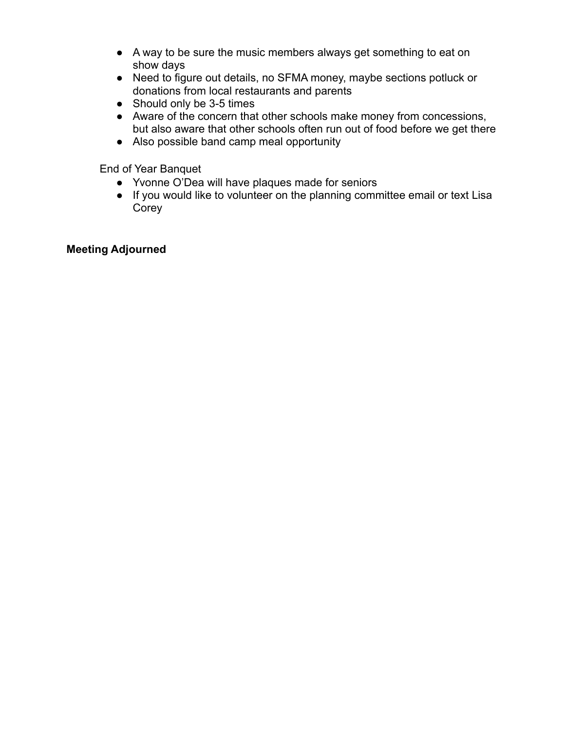- A way to be sure the music members always get something to eat on show days
- Need to figure out details, no SFMA money, maybe sections potluck or donations from local restaurants and parents
- Should only be 3-5 times
- Aware of the concern that other schools make money from concessions, but also aware that other schools often run out of food before we get there
- Also possible band camp meal opportunity

End of Year Banquet

- Yvonne O'Dea will have plaques made for seniors
- If you would like to volunteer on the planning committee email or text Lisa Corey

**Meeting Adjourned**